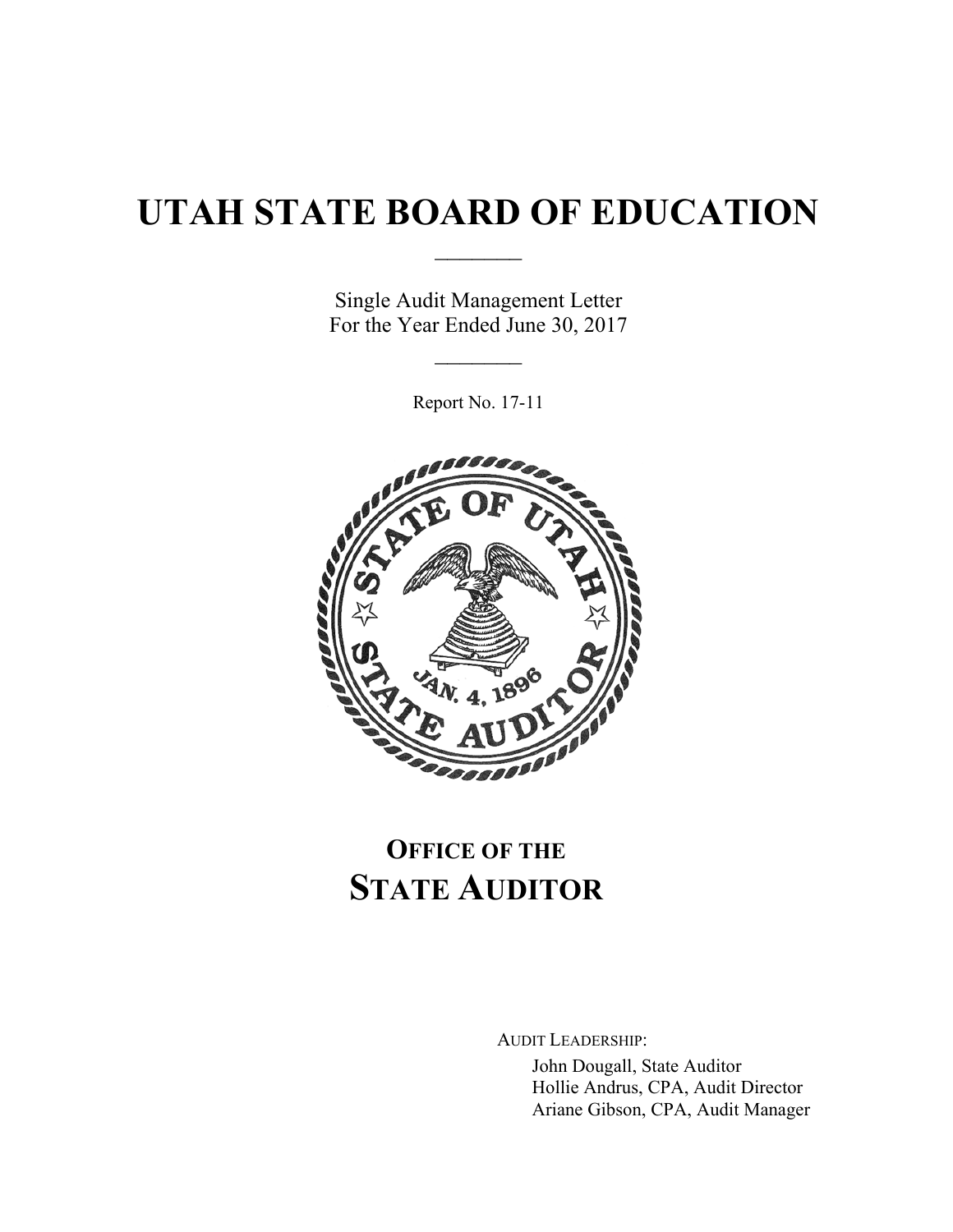# UTAH STATE BOARD OF EDUCATION

Single Audit Management Letter
For the Year Ended June 30, 2017

Report No. 17-11

## OFFICE OF THE STATE AUDITOR

AUDIT LEADERSHIP:

John Dougall, State Auditor
Hollie Andrus, CPA, Audit Director
Ariane Gibson, CPA, Audit Manager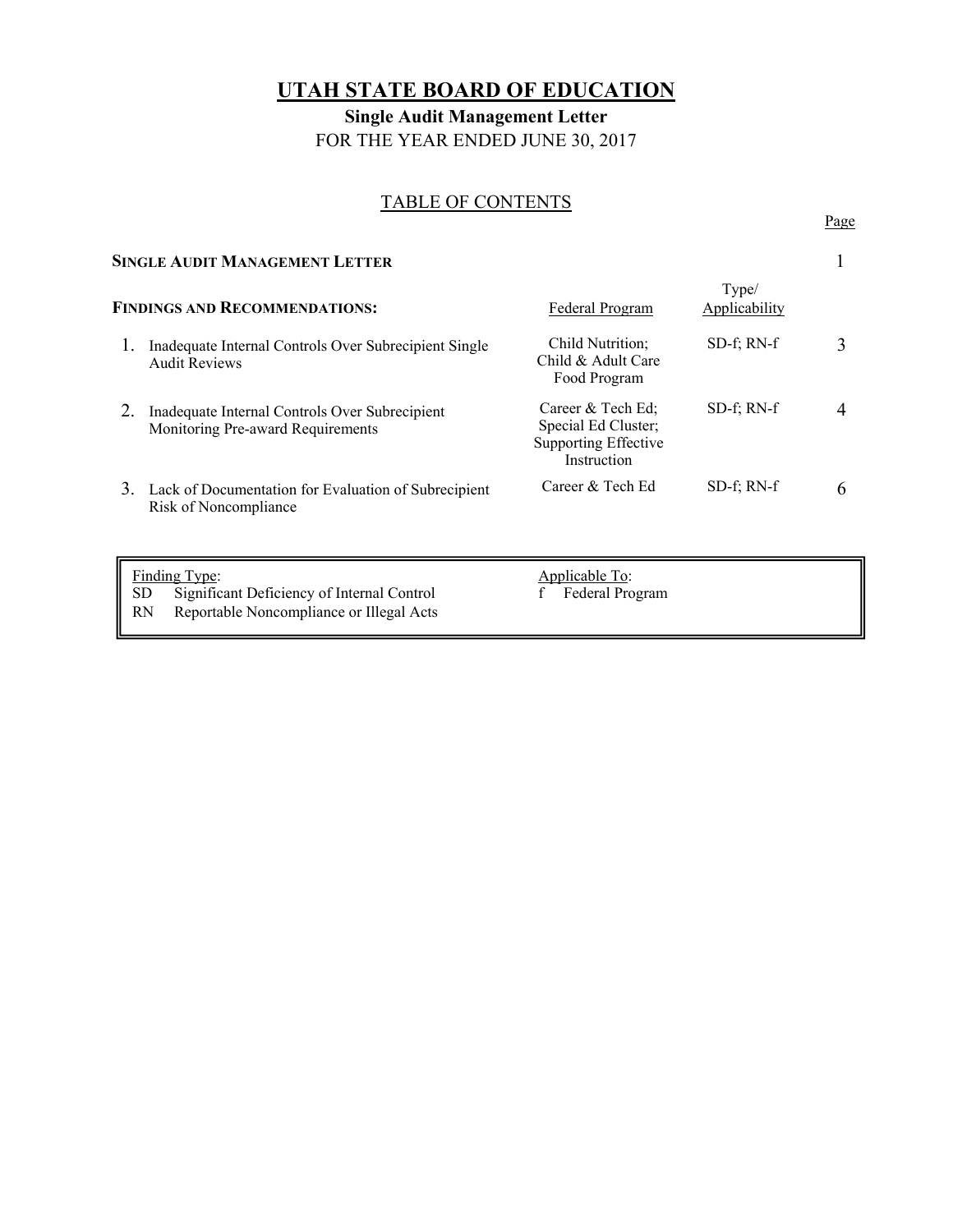# UTAH STATE BOARD OF EDUCATION

## Single Audit Management Letter

FOR THE YEAR ENDED JUNE 30, 2017

### TABLE OF CONTENTS

| | | | Page |
|---|---|---|---|
| **SINGLE AUDIT MANAGEMENT LETTER** | | | 1 |
| **FINDINGS AND RECOMMENDATIONS:** | Federal Program | Type/ Applicability | |
| 1. Inadequate Internal Controls Over Subrecipient Single Audit Reviews | Child Nutrition; Child & Adult Care Food Program | SD-f; RN-f | 3 |
| 2. Inadequate Internal Controls Over Subrecipient Monitoring Pre-award Requirements | Career & Tech Ed; Special Ed Cluster; Supporting Effective Instruction | SD-f; RN-f | 4 |
| 3. Lack of Documentation for Evaluation of Subrecipient Risk of Noncompliance | Career & Tech Ed | SD-f; RN-f | 6 |

| Finding Type: | Applicable To: |
|---|---|
| SD Significant Deficiency of Internal Control | f Federal Program |
| RN Reportable Noncompliance or Illegal Acts | |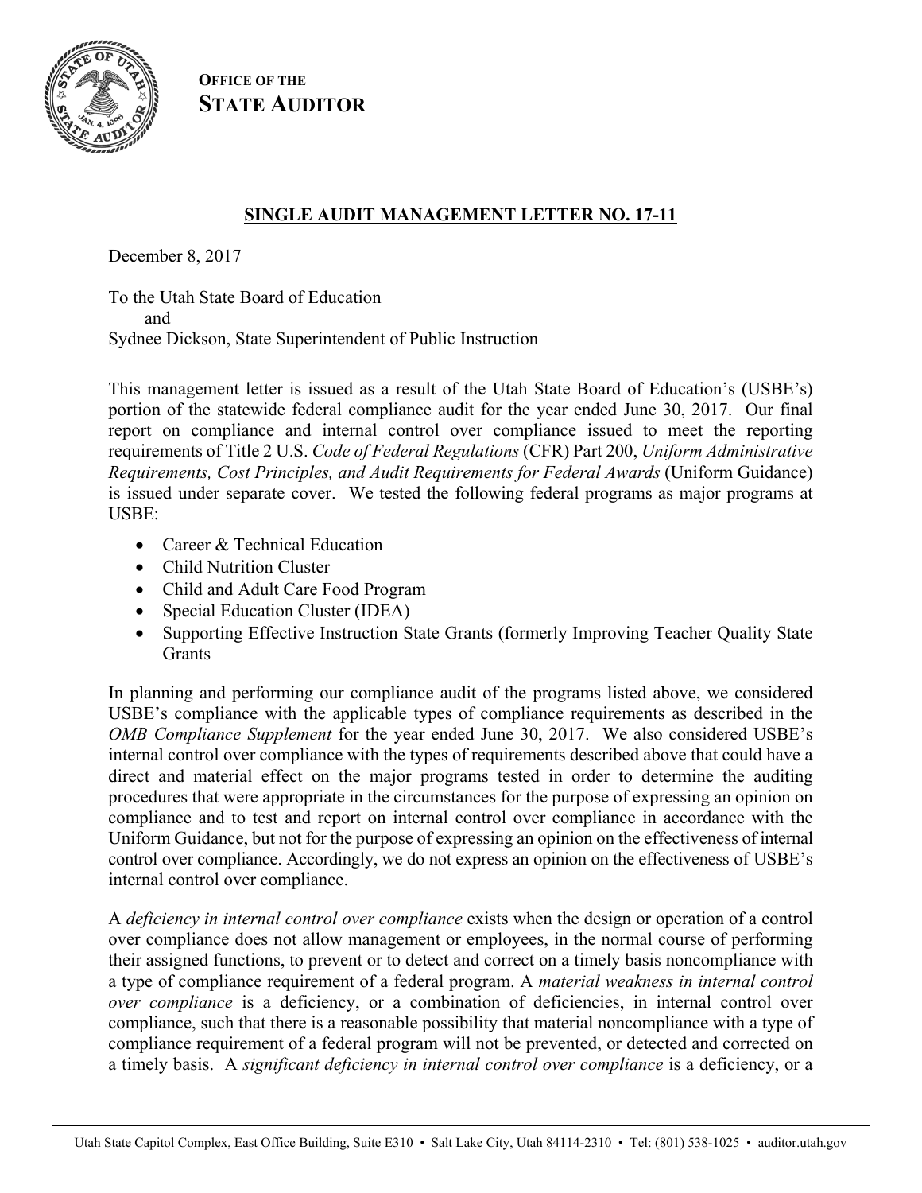**OFFICE OF THE**
**STATE AUDITOR**

## SINGLE AUDIT MANAGEMENT LETTER NO. 17-11

December 8, 2017

To the Utah State Board of Education
and
Sydnee Dickson, State Superintendent of Public Instruction

This management letter is issued as a result of the Utah State Board of Education's (USBE's) portion of the statewide federal compliance audit for the year ended June 30, 2017. Our final report on compliance and internal control over compliance issued to meet the reporting requirements of Title 2 U.S. *Code of Federal Regulations* (CFR) Part 200, *Uniform Administrative Requirements, Cost Principles, and Audit Requirements for Federal Awards* (Uniform Guidance) is issued under separate cover. We tested the following federal programs as major programs at USBE:

- Career & Technical Education
- Child Nutrition Cluster
- Child and Adult Care Food Program
- Special Education Cluster (IDEA)
- Supporting Effective Instruction State Grants (formerly Improving Teacher Quality State Grants

In planning and performing our compliance audit of the programs listed above, we considered USBE's compliance with the applicable types of compliance requirements as described in the *OMB Compliance Supplement* for the year ended June 30, 2017. We also considered USBE's internal control over compliance with the types of requirements described above that could have a direct and material effect on the major programs tested in order to determine the auditing procedures that were appropriate in the circumstances for the purpose of expressing an opinion on compliance and to test and report on internal control over compliance in accordance with the Uniform Guidance, but not for the purpose of expressing an opinion on the effectiveness of internal control over compliance. Accordingly, we do not express an opinion on the effectiveness of USBE's internal control over compliance.

A *deficiency in internal control over compliance* exists when the design or operation of a control over compliance does not allow management or employees, in the normal course of performing their assigned functions, to prevent or to detect and correct on a timely basis noncompliance with a type of compliance requirement of a federal program. A *material weakness in internal control over compliance* is a deficiency, or a combination of deficiencies, in internal control over compliance, such that there is a reasonable possibility that material noncompliance with a type of compliance requirement of a federal program will not be prevented, or detected and corrected on a timely basis. A *significant deficiency in internal control over compliance* is a deficiency, or a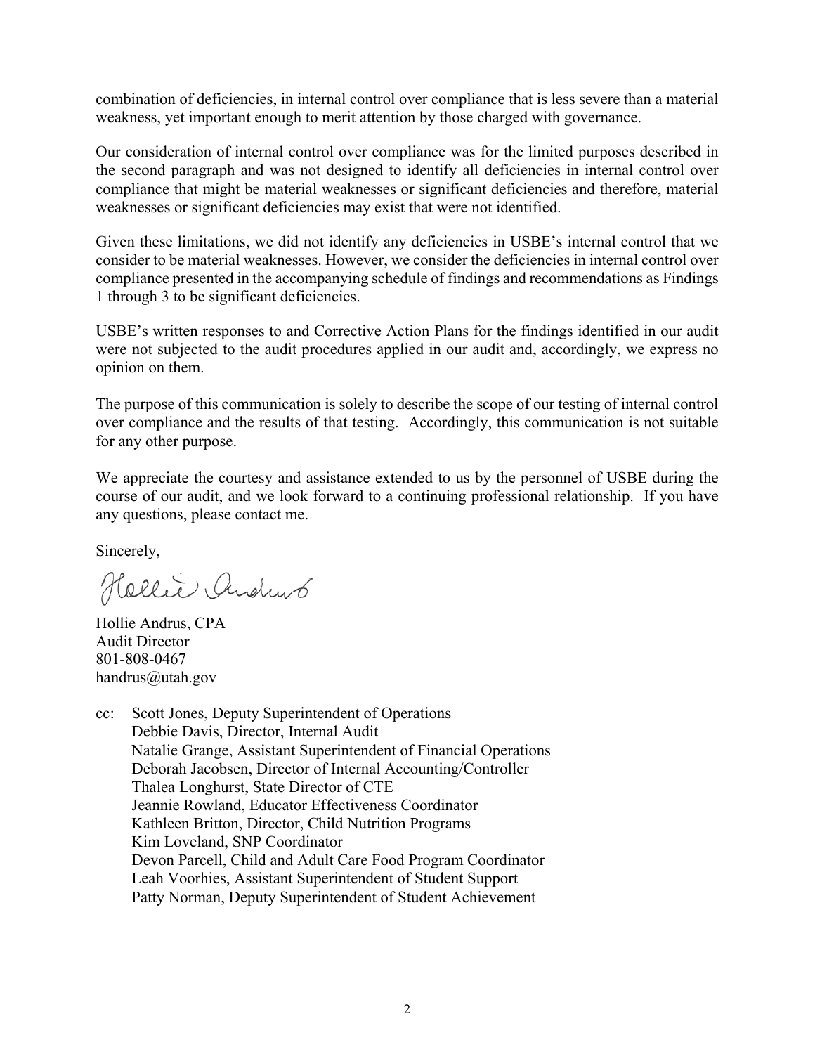combination of deficiencies, in internal control over compliance that is less severe than a material weakness, yet important enough to merit attention by those charged with governance.

Our consideration of internal control over compliance was for the limited purposes described in the second paragraph and was not designed to identify all deficiencies in internal control over compliance that might be material weaknesses or significant deficiencies and therefore, material weaknesses or significant deficiencies may exist that were not identified.

Given these limitations, we did not identify any deficiencies in USBE's internal control that we consider to be material weaknesses. However, we consider the deficiencies in internal control over compliance presented in the accompanying schedule of findings and recommendations as Findings 1 through 3 to be significant deficiencies.

USBE's written responses to and Corrective Action Plans for the findings identified in our audit were not subjected to the audit procedures applied in our audit and, accordingly, we express no opinion on them.

The purpose of this communication is solely to describe the scope of our testing of internal control over compliance and the results of that testing. Accordingly, this communication is not suitable for any other purpose.

We appreciate the courtesy and assistance extended to us by the personnel of USBE during the course of our audit, and we look forward to a continuing professional relationship. If you have any questions, please contact me.

Sincerely,

Hollie Andrus

Hollie Andrus, CPA
Audit Director
801-808-0467
handrus@utah.gov

cc: Scott Jones, Deputy Superintendent of Operations
Debbie Davis, Director, Internal Audit
Natalie Grange, Assistant Superintendent of Financial Operations
Deborah Jacobsen, Director of Internal Accounting/Controller
Thalea Longhurst, State Director of CTE
Jeannie Rowland, Educator Effectiveness Coordinator
Kathleen Britton, Director, Child Nutrition Programs
Kim Loveland, SNP Coordinator
Devon Parcell, Child and Adult Care Food Program Coordinator
Leah Voorhies, Assistant Superintendent of Student Support
Patty Norman, Deputy Superintendent of Student Achievement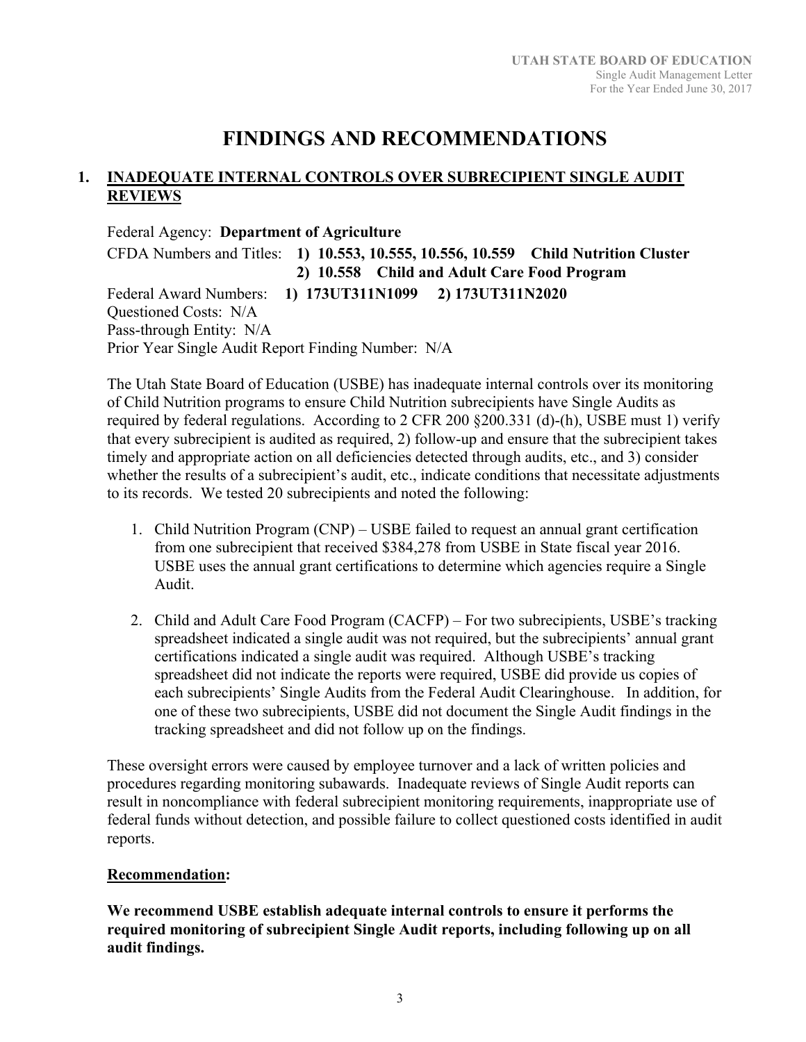# FINDINGS AND RECOMMENDATIONS

## 1. INADEQUATE INTERNAL CONTROLS OVER SUBRECIPIENT SINGLE AUDIT REVIEWS

Federal Agency: **Department of Agriculture**

CFDA Numbers and Titles: **1) 10.553, 10.555, 10.556, 10.559 Child Nutrition Cluster**
**2) 10.558 Child and Adult Care Food Program**

Federal Award Numbers: **1) 173UT311N1099 2) 173UT311N2020**

Questioned Costs: N/A

Pass-through Entity: N/A

Prior Year Single Audit Report Finding Number: N/A

The Utah State Board of Education (USBE) has inadequate internal controls over its monitoring of Child Nutrition programs to ensure Child Nutrition subrecipients have Single Audits as required by federal regulations. According to 2 CFR 200 §200.331 (d)-(h), USBE must 1) verify that every subrecipient is audited as required, 2) follow-up and ensure that the subrecipient takes timely and appropriate action on all deficiencies detected through audits, etc., and 3) consider whether the results of a subrecipient's audit, etc., indicate conditions that necessitate adjustments to its records. We tested 20 subrecipients and noted the following:

1. Child Nutrition Program (CNP) – USBE failed to request an annual grant certification from one subrecipient that received $384,278 from USBE in State fiscal year 2016. USBE uses the annual grant certifications to determine which agencies require a Single Audit.
2. Child and Adult Care Food Program (CACFP) – For two subrecipients, USBE's tracking spreadsheet indicated a single audit was not required, but the subrecipients' annual grant certifications indicated a single audit was required. Although USBE's tracking spreadsheet did not indicate the reports were required, USBE did provide us copies of each subrecipients' Single Audits from the Federal Audit Clearinghouse. In addition, for one of these two subrecipients, USBE did not document the Single Audit findings in the tracking spreadsheet and did not follow up on the findings.

These oversight errors were caused by employee turnover and a lack of written policies and procedures regarding monitoring subawards. Inadequate reviews of Single Audit reports can result in noncompliance with federal subrecipient monitoring requirements, inappropriate use of federal funds without detection, and possible failure to collect questioned costs identified in audit reports.

### Recommendation:

**We recommend USBE establish adequate internal controls to ensure it performs the required monitoring of subrecipient Single Audit reports, including following up on all audit findings.**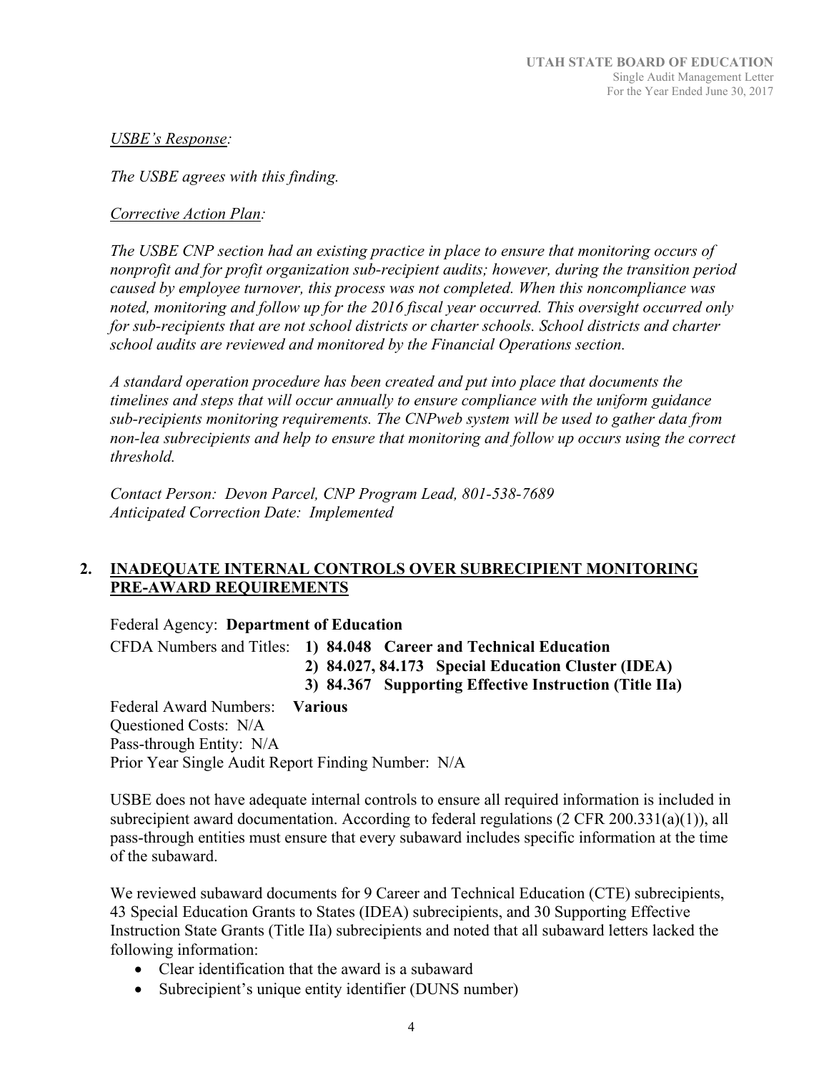*USBE's Response:*

*The USBE agrees with this finding.*

*Corrective Action Plan:*

*The USBE CNP section had an existing practice in place to ensure that monitoring occurs of nonprofit and for profit organization sub-recipient audits; however, during the transition period caused by employee turnover, this process was not completed. When this noncompliance was noted, monitoring and follow up for the 2016 fiscal year occurred. This oversight occurred only for sub-recipients that are not school districts or charter schools. School districts and charter school audits are reviewed and monitored by the Financial Operations section.*

*A standard operation procedure has been created and put into place that documents the timelines and steps that will occur annually to ensure compliance with the uniform guidance sub-recipients monitoring requirements. The CNPweb system will be used to gather data from non-lea subrecipients and help to ensure that monitoring and follow up occurs using the correct threshold.*

*Contact Person: Devon Parcel, CNP Program Lead, 801-538-7689*
*Anticipated Correction Date: Implemented*

## 2. INADEQUATE INTERNAL CONTROLS OVER SUBRECIPIENT MONITORING PRE-AWARD REQUIREMENTS

Federal Agency: **Department of Education**
CFDA Numbers and Titles: **1) 84.048 Career and Technical Education**
**2) 84.027, 84.173 Special Education Cluster (IDEA)**
**3) 84.367 Supporting Effective Instruction (Title IIa)**
Federal Award Numbers: **Various**
Questioned Costs: N/A
Pass-through Entity: N/A
Prior Year Single Audit Report Finding Number: N/A

USBE does not have adequate internal controls to ensure all required information is included in subrecipient award documentation. According to federal regulations (2 CFR 200.331(a)(1)), all pass-through entities must ensure that every subaward includes specific information at the time of the subaward.

We reviewed subaward documents for 9 Career and Technical Education (CTE) subrecipients, 43 Special Education Grants to States (IDEA) subrecipients, and 30 Supporting Effective Instruction State Grants (Title IIa) subrecipients and noted that all subaward letters lacked the following information:

- Clear identification that the award is a subaward
- Subrecipient's unique entity identifier (DUNS number)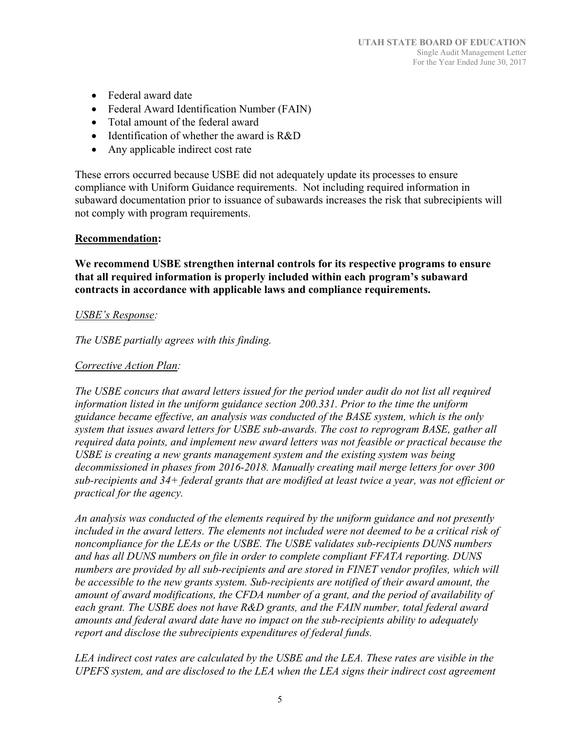- Federal award date
- Federal Award Identification Number (FAIN)
- Total amount of the federal award
- Identification of whether the award is R&D
- Any applicable indirect cost rate

These errors occurred because USBE did not adequately update its processes to ensure compliance with Uniform Guidance requirements. Not including required information in subaward documentation prior to issuance of subawards increases the risk that subrecipients will not comply with program requirements.

**Recommendation:**

**We recommend USBE strengthen internal controls for its respective programs to ensure that all required information is properly included within each program's subaward contracts in accordance with applicable laws and compliance requirements.**

*USBE's Response:*

*The USBE partially agrees with this finding.*

*Corrective Action Plan:*

*The USBE concurs that award letters issued for the period under audit do not list all required information listed in the uniform guidance section 200.331. Prior to the time the uniform guidance became effective, an analysis was conducted of the BASE system, which is the only system that issues award letters for USBE sub-awards. The cost to reprogram BASE, gather all required data points, and implement new award letters was not feasible or practical because the USBE is creating a new grants management system and the existing system was being decommissioned in phases from 2016-2018. Manually creating mail merge letters for over 300 sub-recipients and 34+ federal grants that are modified at least twice a year, was not efficient or practical for the agency.*

*An analysis was conducted of the elements required by the uniform guidance and not presently included in the award letters. The elements not included were not deemed to be a critical risk of noncompliance for the LEAs or the USBE. The USBE validates sub-recipients DUNS numbers and has all DUNS numbers on file in order to complete compliant FFATA reporting. DUNS numbers are provided by all sub-recipients and are stored in FINET vendor profiles, which will be accessible to the new grants system. Sub-recipients are notified of their award amount, the amount of award modifications, the CFDA number of a grant, and the period of availability of each grant. The USBE does not have R&D grants, and the FAIN number, total federal award amounts and federal award date have no impact on the sub-recipients ability to adequately report and disclose the subrecipients expenditures of federal funds.*

*LEA indirect cost rates are calculated by the USBE and the LEA. These rates are visible in the UPEFS system, and are disclosed to the LEA when the LEA signs their indirect cost agreement*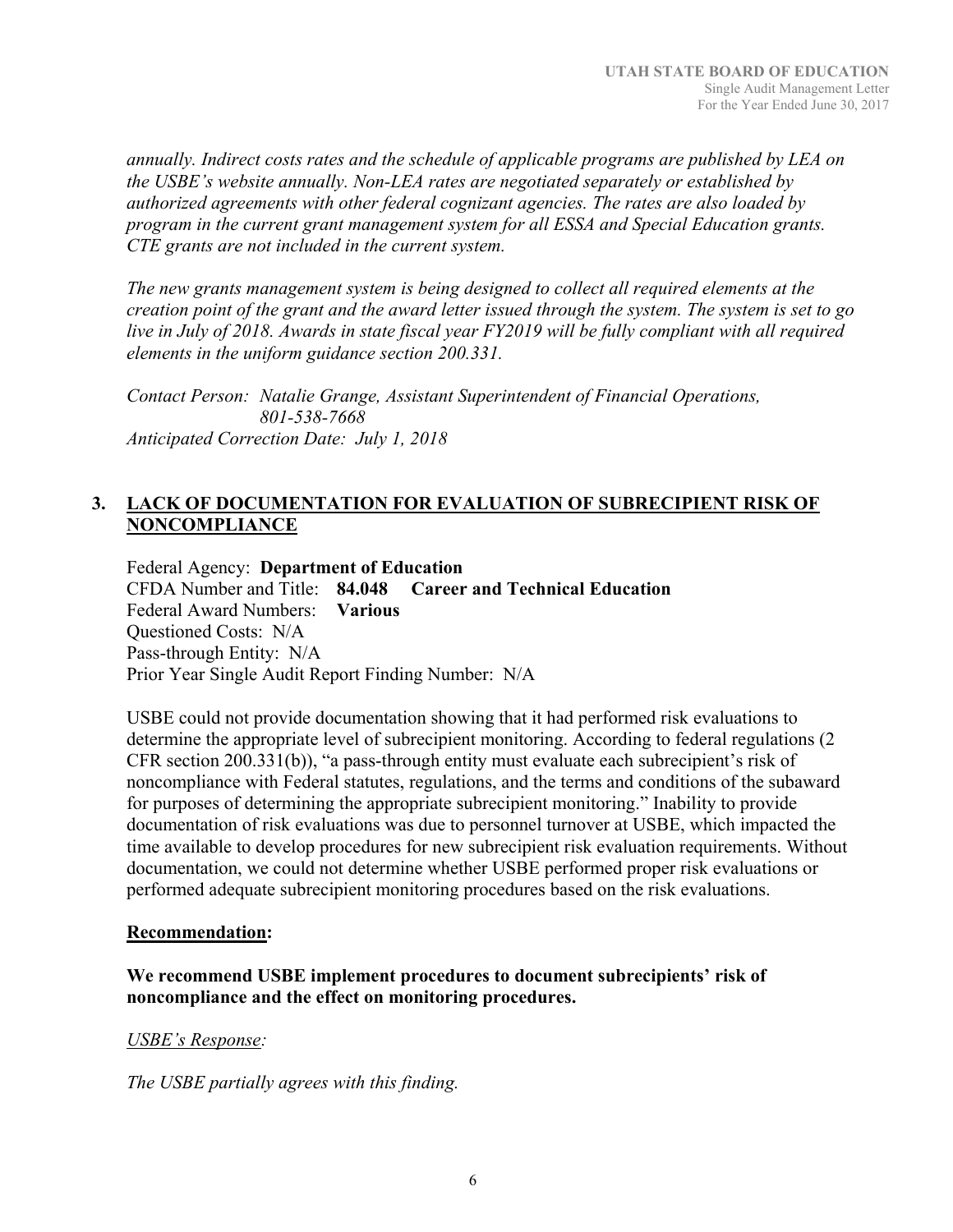*annually. Indirect costs rates and the schedule of applicable programs are published by LEA on the USBE's website annually. Non-LEA rates are negotiated separately or established by authorized agreements with other federal cognizant agencies. The rates are also loaded by program in the current grant management system for all ESSA and Special Education grants. CTE grants are not included in the current system.*

*The new grants management system is being designed to collect all required elements at the creation point of the grant and the award letter issued through the system. The system is set to go live in July of 2018. Awards in state fiscal year FY2019 will be fully compliant with all required elements in the uniform guidance section 200.331.*

*Contact Person: Natalie Grange, Assistant Superintendent of Financial Operations, 801-538-7668*
*Anticipated Correction Date: July 1, 2018*

## 3. LACK OF DOCUMENTATION FOR EVALUATION OF SUBRECIPIENT RISK OF NONCOMPLIANCE

Federal Agency: **Department of Education**
CFDA Number and Title: **84.048 Career and Technical Education**
Federal Award Numbers: **Various**
Questioned Costs: N/A
Pass-through Entity: N/A
Prior Year Single Audit Report Finding Number: N/A

USBE could not provide documentation showing that it had performed risk evaluations to determine the appropriate level of subrecipient monitoring. According to federal regulations (2 CFR section 200.331(b)), "a pass-through entity must evaluate each subrecipient's risk of noncompliance with Federal statutes, regulations, and the terms and conditions of the subaward for purposes of determining the appropriate subrecipient monitoring." Inability to provide documentation of risk evaluations was due to personnel turnover at USBE, which impacted the time available to develop procedures for new subrecipient risk evaluation requirements. Without documentation, we could not determine whether USBE performed proper risk evaluations or performed adequate subrecipient monitoring procedures based on the risk evaluations.

**Recommendation:**

**We recommend USBE implement procedures to document subrecipients' risk of noncompliance and the effect on monitoring procedures.**

*USBE's Response:*

*The USBE partially agrees with this finding.*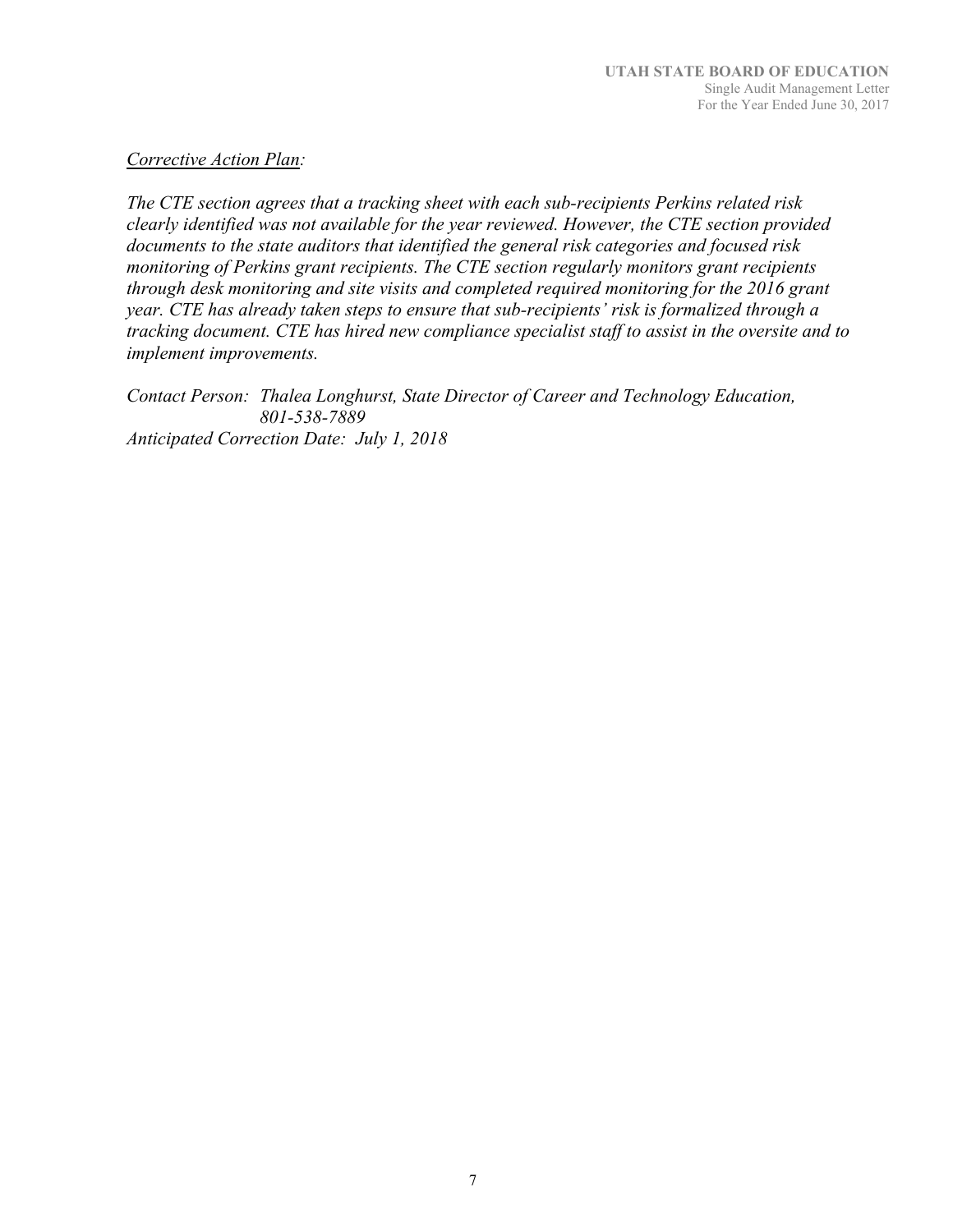*<u>Corrective Action Plan</u>:*

*The CTE section agrees that a tracking sheet with each sub-recipients Perkins related risk clearly identified was not available for the year reviewed. However, the CTE section provided documents to the state auditors that identified the general risk categories and focused risk monitoring of Perkins grant recipients. The CTE section regularly monitors grant recipients through desk monitoring and site visits and completed required monitoring for the 2016 grant year. CTE has already taken steps to ensure that sub-recipients' risk is formalized through a tracking document. CTE has hired new compliance specialist staff to assist in the oversite and to implement improvements.*

*Contact Person: Thalea Longhurst, State Director of Career and Technology Education, 801-538-7889*
*Anticipated Correction Date: July 1, 2018*